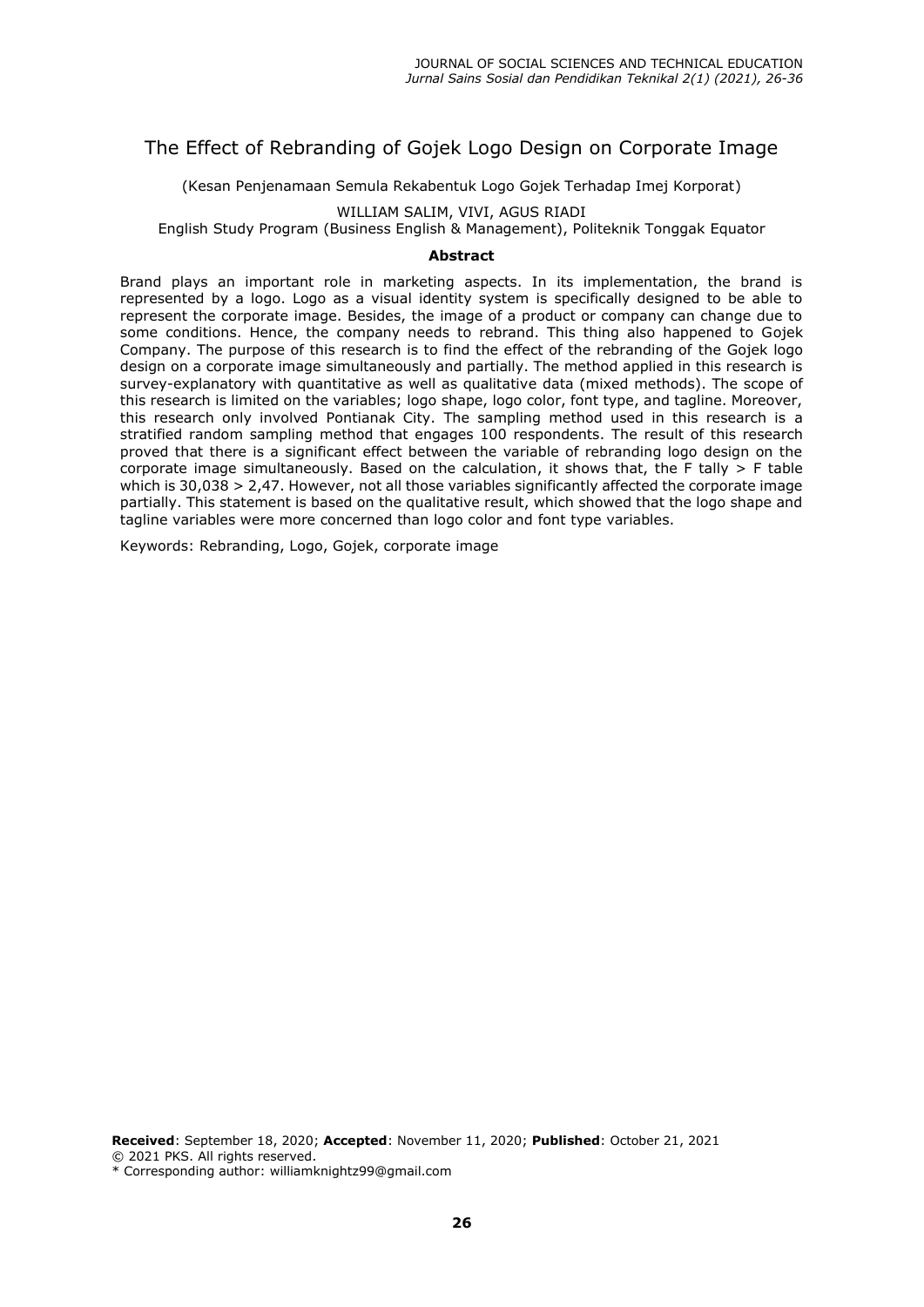# The Effect of Rebranding of Gojek Logo Design on Corporate Image

(Kesan Penjenamaan Semula Rekabentuk Logo Gojek Terhadap Imej Korporat)

WILLIAM SALIM, VIVI, AGUS RIADI

English Study Program (Business English & Management), Politeknik Tonggak Equator

### Abstract

Brand plays an important role in marketing aspects. In its implementation, the brand is represented by a logo. Logo as a visual identity system is specifically designed to be able to represent the corporate image. Besides, the image of a product or company can change due to some conditions. Hence, the company needs to rebrand. This thing also happened to Gojek Company. The purpose of this research is to find the effect of the rebranding of the Gojek logo design on a corporate image simultaneously and partially. The method applied in this research is survey-explanatory with quantitative as well as qualitative data (mixed methods). The scope of this research is limited on the variables; logo shape, logo color, font type, and tagline. Moreover, this research only involved Pontianak City. The sampling method used in this research is a stratified random sampling method that engages 100 respondents. The result of this research proved that there is a significant effect between the variable of rebranding logo design on the corporate image simultaneously. Based on the calculation, it shows that, the F tally > F table which is 30,038 > 2,47. However, not all those variables significantly affected the corporate image partially. This statement is based on the qualitative result, which showed that the logo shape and tagline variables were more concerned than logo color and font type variables.

Keywords: Rebranding, Logo, Gojek, corporate image

**Received**: September 18, 2020; **Accepted**: November 11, 2020; **Published**: October 21, 2021

© 2021 PKS. All rights reserved.

\* Corresponding author: williamknightz99@gmail.com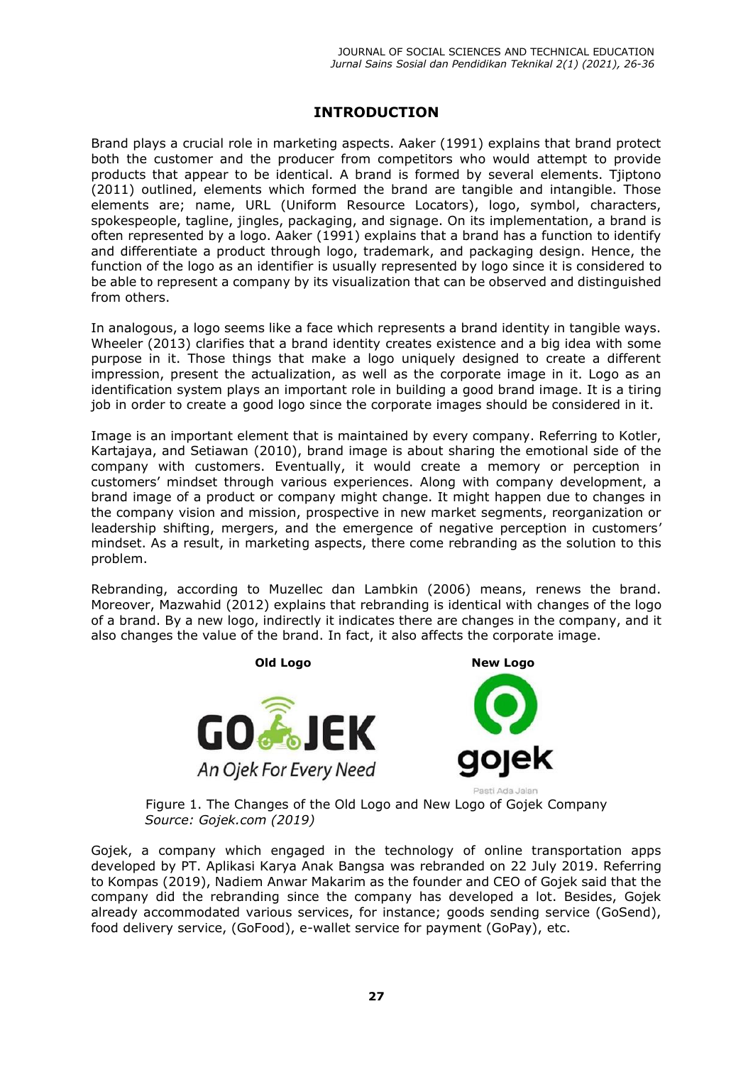## INTRODUCTION

Brand plays a crucial role in marketing aspects. Aaker (1991) explains that brand protect both the customer and the producer from competitors who would attempt to provide products that appear to be identical. A brand is formed by several elements. Tjiptono (2011) outlined, elements which formed the brand are tangible and intangible. Those elements are; name, URL (Uniform Resource Locators), logo, symbol, characters, spokespeople, tagline, jingles, packaging, and signage. On its implementation, a brand is often represented by a logo. Aaker (1991) explains that a brand has a function to identify and differentiate a product through logo, trademark, and packaging design. Hence, the function of the logo as an identifier is usually represented by logo since it is considered to be able to represent a company by its visualization that can be observed and distinguished from others.

In analogous, a logo seems like a face which represents a brand identity in tangible ways. Wheeler (2013) clarifies that a brand identity creates existence and a big idea with some purpose in it. Those things that make a logo uniquely designed to create a different impression, present the actualization, as well as the corporate image in it. Logo as an identification system plays an important role in building a good brand image. It is a tiring job in order to create a good logo since the corporate images should be considered in it.

Image is an important element that is maintained by every company. Referring to Kotler, Kartajaya, and Setiawan (2010), brand image is about sharing the emotional side of the company with customers. Eventually, it would create a memory or perception in customers' mindset through various experiences. Along with company development, a brand image of a product or company might change. It might happen due to changes in the company vision and mission, prospective in new market segments, reorganization or leadership shifting, mergers, and the emergence of negative perception in customers' mindset. As a result, in marketing aspects, there come rebranding as the solution to this problem.

Rebranding, according to Muzellec dan Lambkin (2006) means, renews the brand. Moreover, Mazwahid (2012) explains that rebranding is identical with changes of the logo of a brand. By a new logo, indirectly it indicates there are changes in the company, and it also changes the value of the brand. In fact, it also affects the corporate image.

**Old Logo** GO JEK An Ojek For Every Need

**New Logo** gojek Pasti Ada Jalan

Figure 1. The Changes of the Old Logo and New Logo of Gojek Company
*Source: Gojek.com (2019)*

Gojek, a company which engaged in the technology of online transportation apps developed by PT. Aplikasi Karya Anak Bangsa was rebranded on 22 July 2019. Referring to Kompas (2019), Nadiem Anwar Makarim as the founder and CEO of Gojek said that the company did the rebranding since the company has developed a lot. Besides, Gojek already accommodated various services, for instance; goods sending service (GoSend), food delivery service, (GoFood), e-wallet service for payment (GoPay), etc.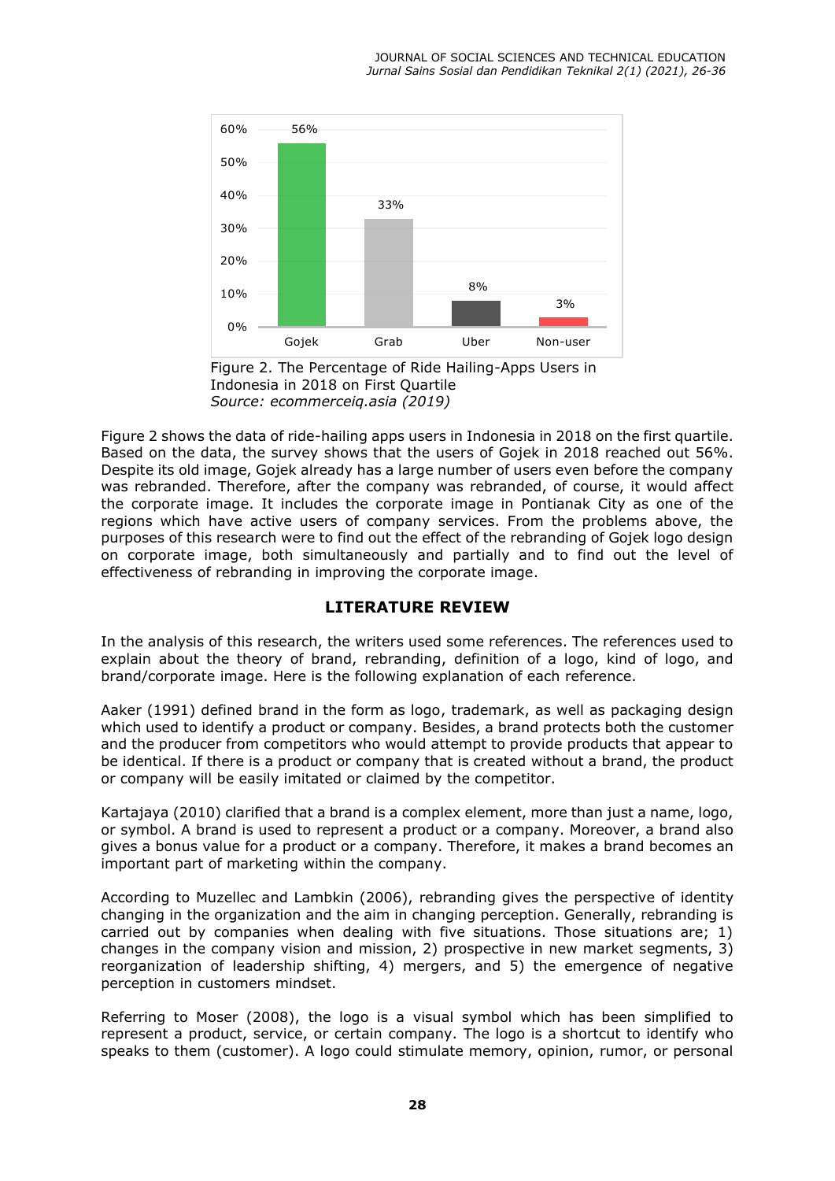| | Gojek | Grab | Uber | Non-user |
|---|---|---|---|---|
| Percentage | 56% | 33% | 8% | 3% |

Figure 2. The Percentage of Ride Hailing-Apps Users in Indonesia in 2018 on First Quartile
*Source: ecommerceiq.asia (2019)*

Figure 2 shows the data of ride-hailing apps users in Indonesia in 2018 on the first quartile. Based on the data, the survey shows that the users of Gojek in 2018 reached out 56%. Despite its old image, Gojek already has a large number of users even before the company was rebranded. Therefore, after the company was rebranded, of course, it would affect the corporate image. It includes the corporate image in Pontianak City as one of the regions which have active users of company services. From the problems above, the purposes of this research were to find out the effect of the rebranding of Gojek logo design on corporate image, both simultaneously and partially and to find out the level of effectiveness of rebranding in improving the corporate image.

## LITERATURE REVIEW

In the analysis of this research, the writers used some references. The references used to explain about the theory of brand, rebranding, definition of a logo, kind of logo, and brand/corporate image. Here is the following explanation of each reference.

Aaker (1991) defined brand in the form as logo, trademark, as well as packaging design which used to identify a product or company. Besides, a brand protects both the customer and the producer from competitors who would attempt to provide products that appear to be identical. If there is a product or company that is created without a brand, the product or company will be easily imitated or claimed by the competitor.

Kartajaya (2010) clarified that a brand is a complex element, more than just a name, logo, or symbol. A brand is used to represent a product or a company. Moreover, a brand also gives a bonus value for a product or a company. Therefore, it makes a brand becomes an important part of marketing within the company.

According to Muzellec and Lambkin (2006), rebranding gives the perspective of identity changing in the organization and the aim in changing perception. Generally, rebranding is carried out by companies when dealing with five situations. Those situations are; 1) changes in the company vision and mission, 2) prospective in new market segments, 3) reorganization of leadership shifting, 4) mergers, and 5) the emergence of negative perception in customers mindset.

Referring to Moser (2008), the logo is a visual symbol which has been simplified to represent a product, service, or certain company. The logo is a shortcut to identify who speaks to them (customer). A logo could stimulate memory, opinion, rumor, or personal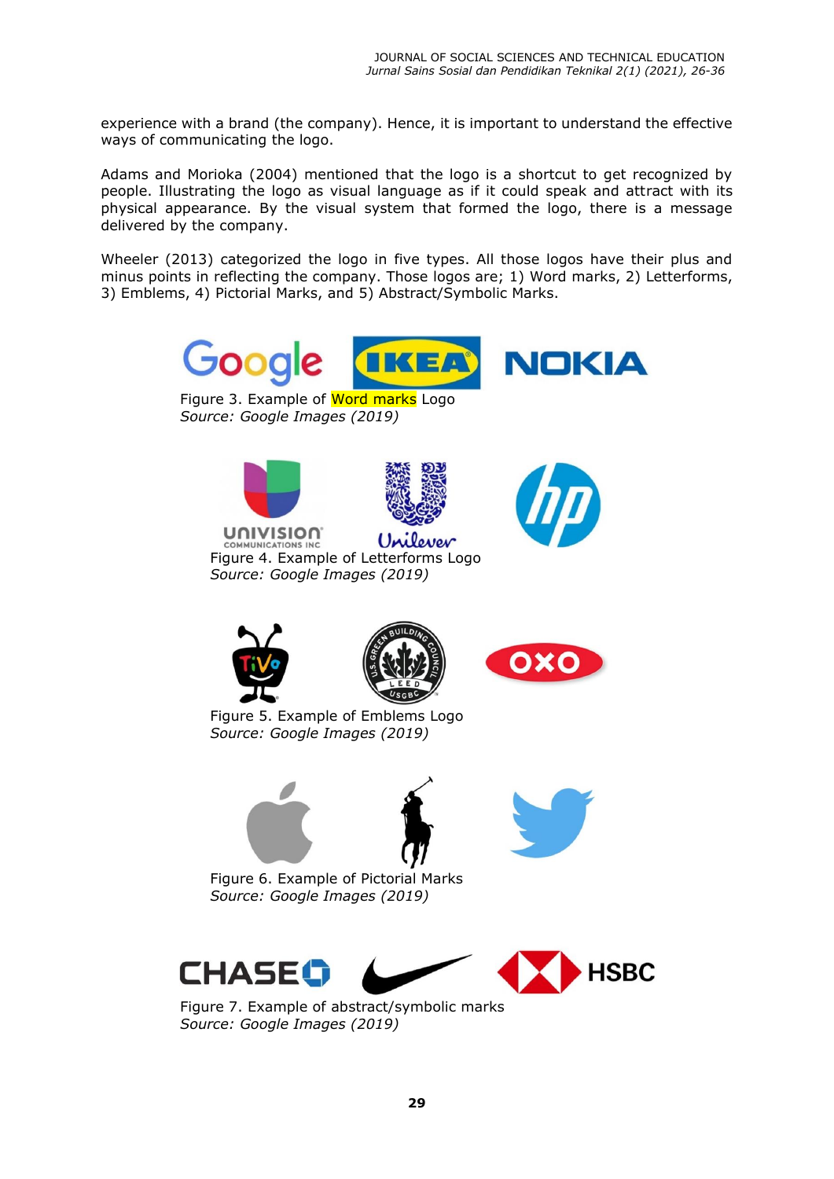experience with a brand (the company). Hence, it is important to understand the effective ways of communicating the logo.

Adams and Morioka (2004) mentioned that the logo is a shortcut to get recognized by people. Illustrating the logo as visual language as if it could speak and attract with its physical appearance. By the visual system that formed the logo, there is a message delivered by the company.

Wheeler (2013) categorized the logo in five types. All those logos have their plus and minus points in reflecting the company. Those logos are; 1) Word marks, 2) Letterforms, 3) Emblems, 4) Pictorial Marks, and 5) Abstract/Symbolic Marks.

Figure 3. Example of Word marks Logo
*Source: Google Images (2019)*

Figure 4. Example of Letterforms Logo
*Source: Google Images (2019)*

Figure 5. Example of Emblems Logo
*Source: Google Images (2019)*

Figure 6. Example of Pictorial Marks
*Source: Google Images (2019)*

Figure 7. Example of abstract/symbolic marks
*Source: Google Images (2019)*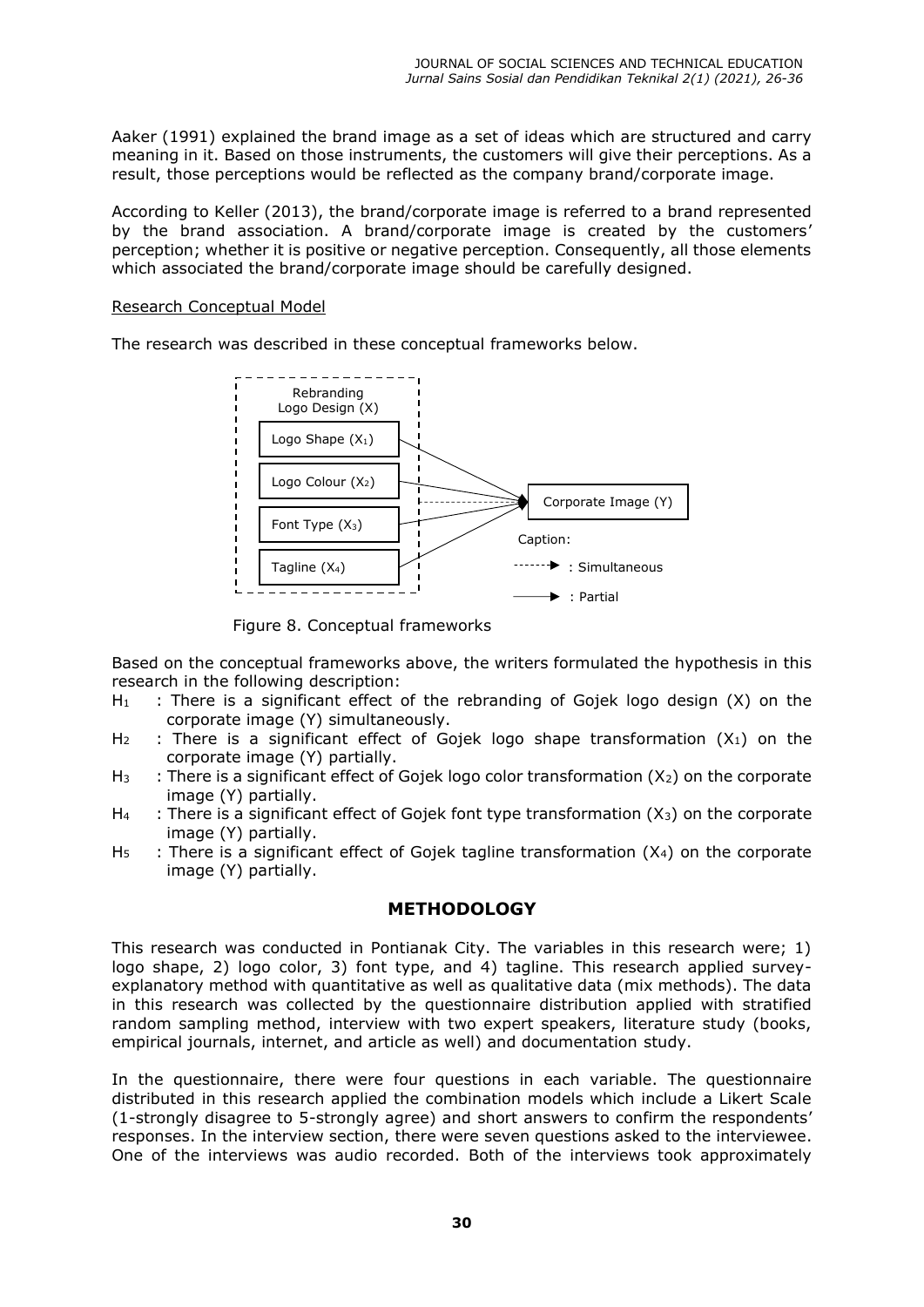Aaker (1991) explained the brand image as a set of ideas which are structured and carry meaning in it. Based on those instruments, the customers will give their perceptions. As a result, those perceptions would be reflected as the company brand/corporate image.

According to Keller (2013), the brand/corporate image is referred to a brand represented by the brand association. A brand/corporate image is created by the customers' perception; whether it is positive or negative perception. Consequently, all those elements which associated the brand/corporate image should be carefully designed.

Research Conceptual Model

The research was described in these conceptual frameworks below.

Rebranding Logo Design (X)

Logo Shape ($X_1$)

Logo Colour ($X_2$)

Font Type ($X_3$)

Tagline ($X_4$)

Corporate Image (Y)

Caption:

: Simultaneous

: Partial

Figure 8. Conceptual frameworks

Based on the conceptual frameworks above, the writers formulated the hypothesis in this research in the following description:

- $H_1$ : There is a significant effect of the rebranding of Gojek logo design (X) on the corporate image (Y) simultaneously.
- $H_2$ : There is a significant effect of Gojek logo shape transformation ($X_1$) on the corporate image (Y) partially.
- $H_3$ : There is a significant effect of Gojek logo color transformation ($X_2$) on the corporate image (Y) partially.
- $H_4$ : There is a significant effect of Gojek font type transformation ($X_3$) on the corporate image (Y) partially.
- $H_5$ : There is a significant effect of Gojek tagline transformation ($X_4$) on the corporate image (Y) partially.

## METHODOLOGY

This research was conducted in Pontianak City. The variables in this research were; 1) logo shape, 2) logo color, 3) font type, and 4) tagline. This research applied survey-explanatory method with quantitative as well as qualitative data (mix methods). The data in this research was collected by the questionnaire distribution applied with stratified random sampling method, interview with two expert speakers, literature study (books, empirical journals, internet, and article as well) and documentation study.

In the questionnaire, there were four questions in each variable. The questionnaire distributed in this research applied the combination models which include a Likert Scale (1-strongly disagree to 5-strongly agree) and short answers to confirm the respondents' responses. In the interview section, there were seven questions asked to the interviewee. One of the interviews was audio recorded. Both of the interviews took approximately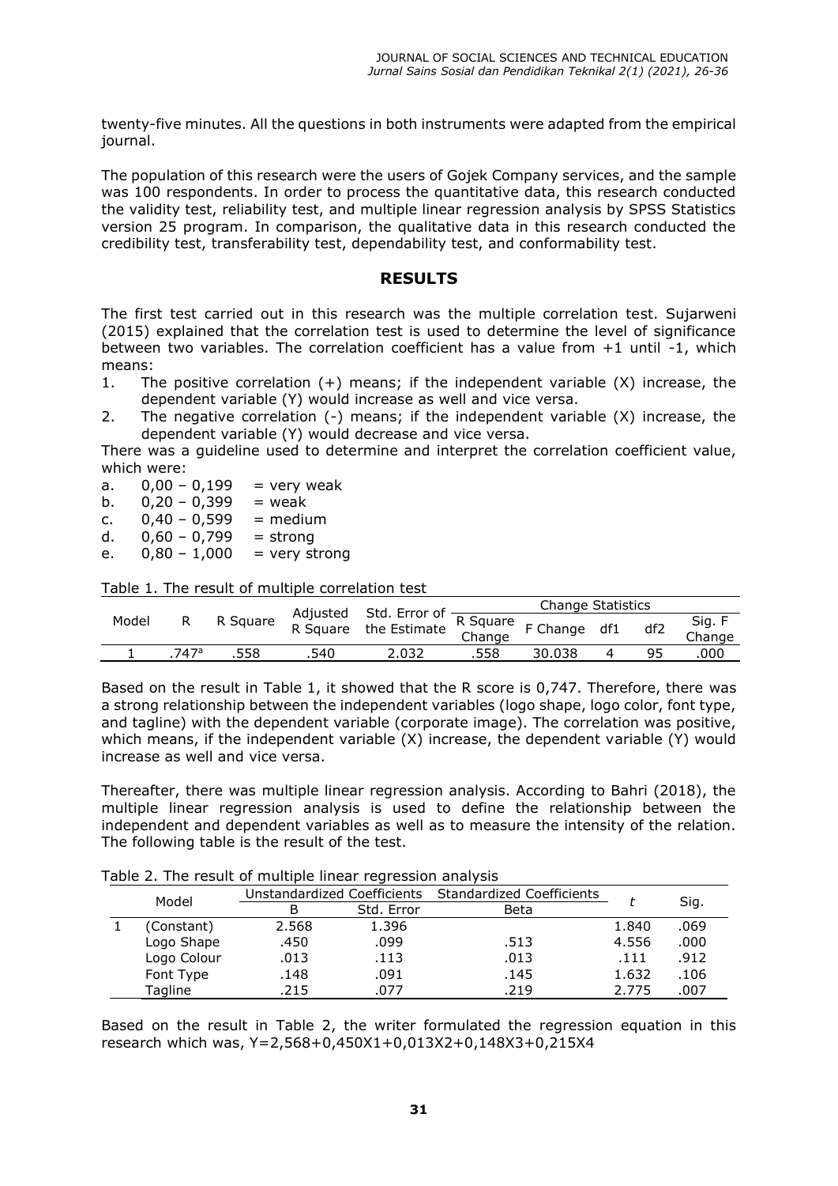twenty-five minutes. All the questions in both instruments were adapted from the empirical journal.

The population of this research were the users of Gojek Company services, and the sample was 100 respondents. In order to process the quantitative data, this research conducted the validity test, reliability test, and multiple linear regression analysis by SPSS Statistics version 25 program. In comparison, the qualitative data in this research conducted the credibility test, transferability test, dependability test, and conformability test.

## RESULTS

The first test carried out in this research was the multiple correlation test. Sujarweni (2015) explained that the correlation test is used to determine the level of significance between two variables. The correlation coefficient has a value from +1 until -1, which means:

1. The positive correlation (+) means; if the independent variable (X) increase, the dependent variable (Y) would increase as well and vice versa.
2. The negative correlation (-) means; if the independent variable (X) increase, the dependent variable (Y) would decrease and vice versa.

There was a guideline used to determine and interpret the correlation coefficient value, which were:

a. 0,00 – 0,199 = very weak
b. 0,20 – 0,399 = weak
c. 0,40 – 0,599 = medium
d. 0,60 – 0,799 = strong
e. 0,80 – 1,000 = very strong

Table 1. The result of multiple correlation test

| Model | R | R Square | Adjusted R Square | Std. Error of the Estimate | Change Statistics | | | | |
|---|---|---|---|---|---|---|---|---|---|
| | | | | | R Square Change | F Change | df1 | df2 | Sig. F Change |
| 1 | .747[a] | .558 | .540 | 2.032 | .558 | 30.038 | 4 | 95 | .000 |

Based on the result in Table 1, it showed that the R score is 0,747. Therefore, there was a strong relationship between the independent variables (logo shape, logo color, font type, and tagline) with the dependent variable (corporate image). The correlation was positive, which means, if the independent variable (X) increase, the dependent variable (Y) would increase as well and vice versa.

Thereafter, there was multiple linear regression analysis. According to Bahri (2018), the multiple linear regression analysis is used to define the relationship between the independent and dependent variables as well as to measure the intensity of the relation. The following table is the result of the test.

Table 2. The result of multiple linear regression analysis

| Model | | Unstandardized Coefficients | | Standardized Coefficients | *t* | Sig. |
|---|---|---|---|---|---|---|
| | | B | Std. Error | Beta | | |
| 1 | (Constant) | 2.568 | 1.396 | | 1.840 | .069 |
| | Logo Shape | .450 | .099 | .513 | 4.556 | .000 |
| | Logo Colour | .013 | .113 | .013 | .111 | .912 |
| | Font Type | .148 | .091 | .145 | 1.632 | .106 |
| | Tagline | .215 | .077 | .219 | 2.775 | .007 |

Based on the result in Table 2, the writer formulated the regression equation in this research which was, $Y=2,568+0,450X1+0,013X2+0,148X3+0,215X4$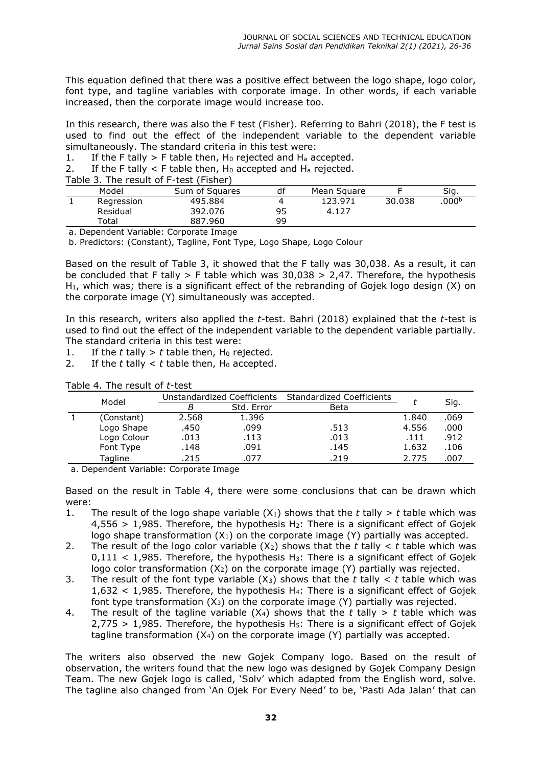This equation defined that there was a positive effect between the logo shape, logo color, font type, and tagline variables with corporate image. In other words, if each variable increased, then the corporate image would increase too.

In this research, there was also the F test (Fisher). Referring to Bahri (2018), the F test is used to find out the effect of the independent variable to the dependent variable simultaneously. The standard criteria in this test were:

1. If the F tally > F table then, $H_0$ rejected and $H_a$ accepted.
2. If the F tally < F table then, $H_0$ accepted and $H_a$ rejected.

Table 3. The result of F-test (Fisher)

| | Model | Sum of Squares | df | Mean Square | F | Sig. |
|---|---|---|---|---|---|---|
| 1 | Regression | 495.884 | 4 | 123.971 | 30.038 | .000[b] |
| | Residual | 392.076 | 95 | 4.127 | | |
| | Total | 887.960 | 99 | | | |

a. Dependent Variable: Corporate Image

b. Predictors: (Constant), Tagline, Font Type, Logo Shape, Logo Colour

Based on the result of Table 3, it showed that the F tally was 30,038. As a result, it can be concluded that F tally > F table which was 30,038 > 2,47. Therefore, the hypothesis $H_1$, which was; there is a significant effect of the rebranding of Gojek logo design (X) on the corporate image (Y) simultaneously was accepted.

In this research, writers also applied the *t*-test. Bahri (2018) explained that the *t*-test is used to find out the effect of the independent variable to the dependent variable partially. The standard criteria in this test were:

1. If the *t* tally > *t* table then, $H_0$ rejected.
2. If the *t* tally < *t* table then, $H_0$ accepted.

Table 4. The result of *t*-test

| | Model | Unstandardized Coefficients | | Standardized Coefficients | *t* | Sig. |
|---|---|---|---|---|---|---|
| | | *B* | Std. Error | Beta | | |
| 1 | (Constant) | 2.568 | 1.396 | | 1.840 | .069 |
| | Logo Shape | .450 | .099 | .513 | 4.556 | .000 |
| | Logo Colour | .013 | .113 | .013 | .111 | .912 |
| | Font Type | .148 | .091 | .145 | 1.632 | .106 |
| | Tagline | .215 | .077 | .219 | 2.775 | .007 |

a. Dependent Variable: Corporate Image

Based on the result in Table 4, there were some conclusions that can be drawn which were:

1. The result of the logo shape variable ($X_1$) shows that the *t* tally > *t* table which was 4,556 > 1,985. Therefore, the hypothesis $H_2$: There is a significant effect of Gojek logo shape transformation ($X_1$) on the corporate image (Y) partially was accepted.
2. The result of the logo color variable ($X_2$) shows that the *t* tally < *t* table which was 0,111 < 1,985. Therefore, the hypothesis $H_3$: There is a significant effect of Gojek logo color transformation ($X_2$) on the corporate image (Y) partially was rejected.
3. The result of the font type variable ($X_3$) shows that the *t* tally < *t* table which was 1,632 < 1,985. Therefore, the hypothesis $H_4$: There is a significant effect of Gojek font type transformation ($X_3$) on the corporate image (Y) partially was rejected.
4. The result of the tagline variable ($X_4$) shows that the *t* tally > *t* table which was 2,775 > 1,985. Therefore, the hypothesis $H_5$: There is a significant effect of Gojek tagline transformation ($X_4$) on the corporate image (Y) partially was accepted.

The writers also observed the new Gojek Company logo. Based on the result of observation, the writers found that the new logo was designed by Gojek Company Design Team. The new Gojek logo is called, 'Solv' which adapted from the English word, solve. The tagline also changed from 'An Ojek For Every Need' to be, 'Pasti Ada Jalan' that can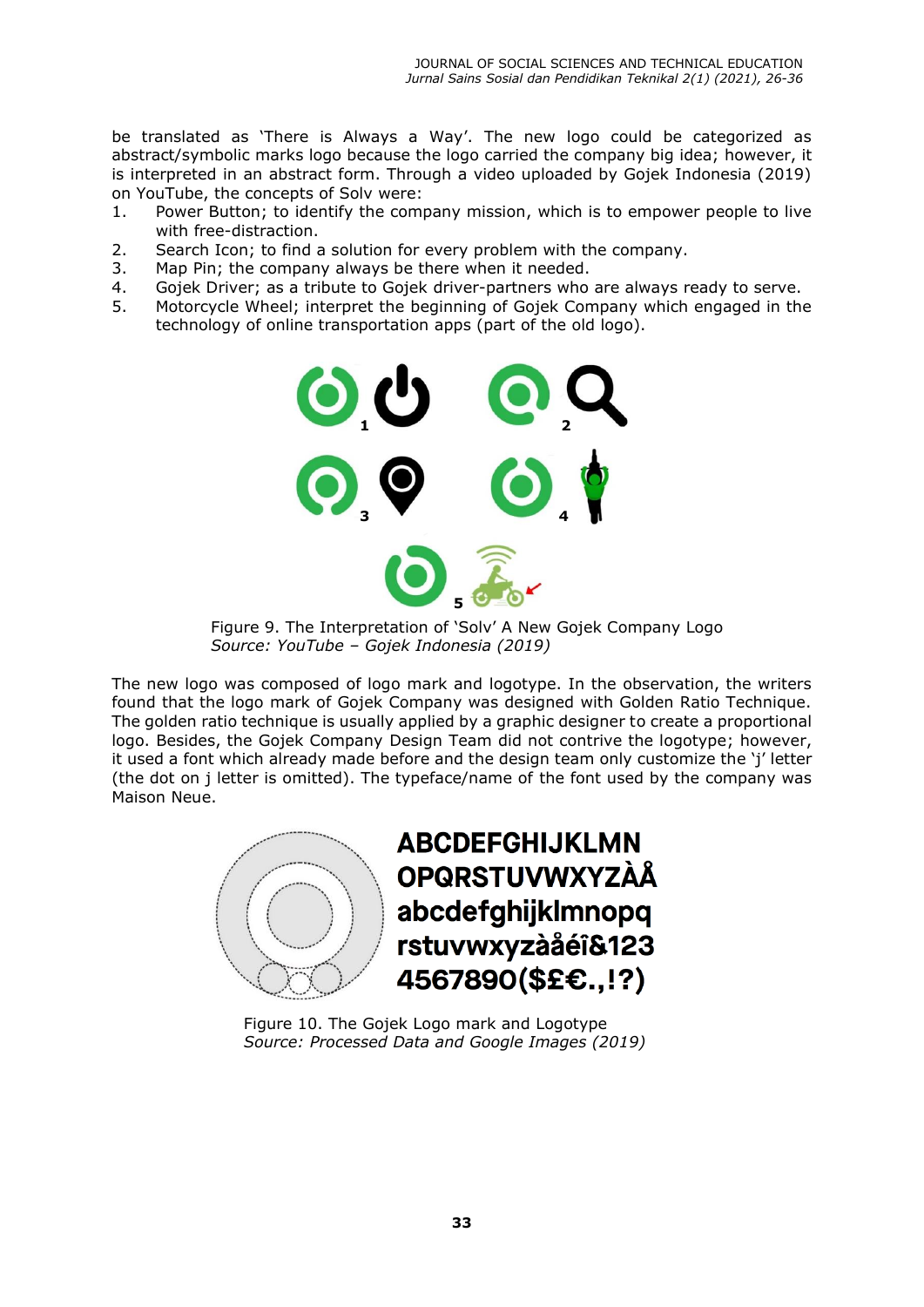be translated as 'There is Always a Way'. The new logo could be categorized as abstract/symbolic marks logo because the logo carried the company big idea; however, it is interpreted in an abstract form. Through a video uploaded by Gojek Indonesia (2019) on YouTube, the concepts of Solv were:

1. Power Button; to identify the company mission, which is to empower people to live with free-distraction.
2. Search Icon; to find a solution for every problem with the company.
3. Map Pin; the company always be there when it needed.
4. Gojek Driver; as a tribute to Gojek driver-partners who are always ready to serve.
5. Motorcycle Wheel; interpret the beginning of Gojek Company which engaged in the technology of online transportation apps (part of the old logo).

Figure 9. The Interpretation of 'Solv' A New Gojek Company Logo
*Source: YouTube – Gojek Indonesia (2019)*

The new logo was composed of logo mark and logotype. In the observation, the writers found that the logo mark of Gojek Company was designed with Golden Ratio Technique. The golden ratio technique is usually applied by a graphic designer to create a proportional logo. Besides, the Gojek Company Design Team did not contrive the logotype; however, it used a font which already made before and the design team only customize the 'j' letter (the dot on j letter is omitted). The typeface/name of the font used by the company was Maison Neue.

Figure 10. The Gojek Logo mark and Logotype
*Source: Processed Data and Google Images (2019)*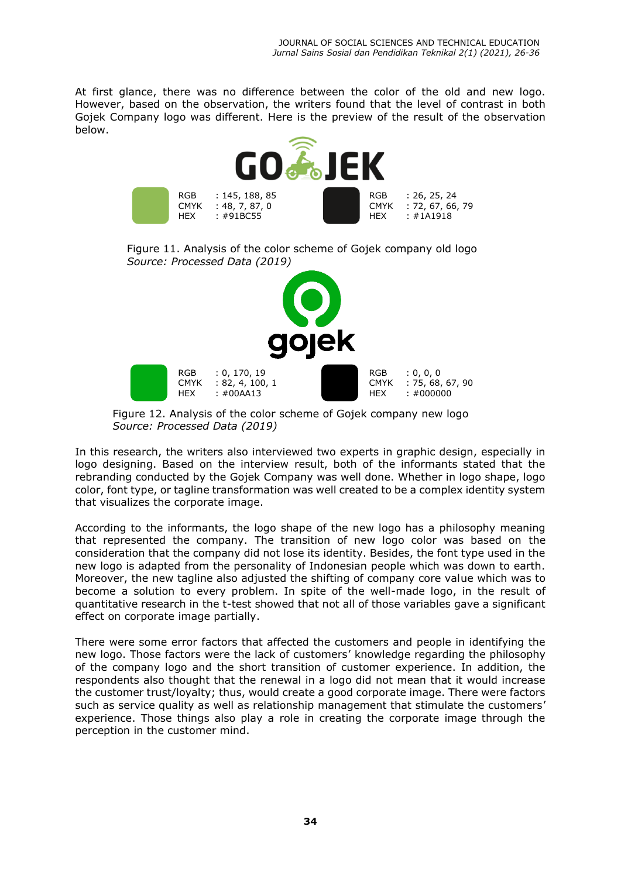At first glance, there was no difference between the color of the old and new logo. However, based on the observation, the writers found that the level of contrast in both Gojek Company logo was different. Here is the preview of the result of the observation below.

| | RGB | CMYK | HEX |
|---|---|---|---|
| Green | 145, 188, 85 | 48, 7, 87, 0 | #91BC55 |
| Black | 26, 25, 24 | 72, 67, 66, 79 | #1A1918 |

Figure 11. Analysis of the color scheme of Gojek company old logo
*Source: Processed Data (2019)*

| | RGB | CMYK | HEX |
|---|---|---|---|
| Green | 0, 170, 19 | 82, 4, 100, 1 | #00AA13 |
| Black | 0, 0, 0 | 75, 68, 67, 90 | #000000 |

Figure 12. Analysis of the color scheme of Gojek company new logo
*Source: Processed Data (2019)*

In this research, the writers also interviewed two experts in graphic design, especially in logo designing. Based on the interview result, both of the informants stated that the rebranding conducted by the Gojek Company was well done. Whether in logo shape, logo color, font type, or tagline transformation was well created to be a complex identity system that visualizes the corporate image.

According to the informants, the logo shape of the new logo has a philosophy meaning that represented the company. The transition of new logo color was based on the consideration that the company did not lose its identity. Besides, the font type used in the new logo is adapted from the personality of Indonesian people which was down to earth. Moreover, the new tagline also adjusted the shifting of company core value which was to become a solution to every problem. In spite of the well-made logo, in the result of quantitative research in the t-test showed that not all of those variables gave a significant effect on corporate image partially.

There were some error factors that affected the customers and people in identifying the new logo. Those factors were the lack of customers' knowledge regarding the philosophy of the company logo and the short transition of customer experience. In addition, the respondents also thought that the renewal in a logo did not mean that it would increase the customer trust/loyalty; thus, would create a good corporate image. There were factors such as service quality as well as relationship management that stimulate the customers' experience. Those things also play a role in creating the corporate image through the perception in the customer mind.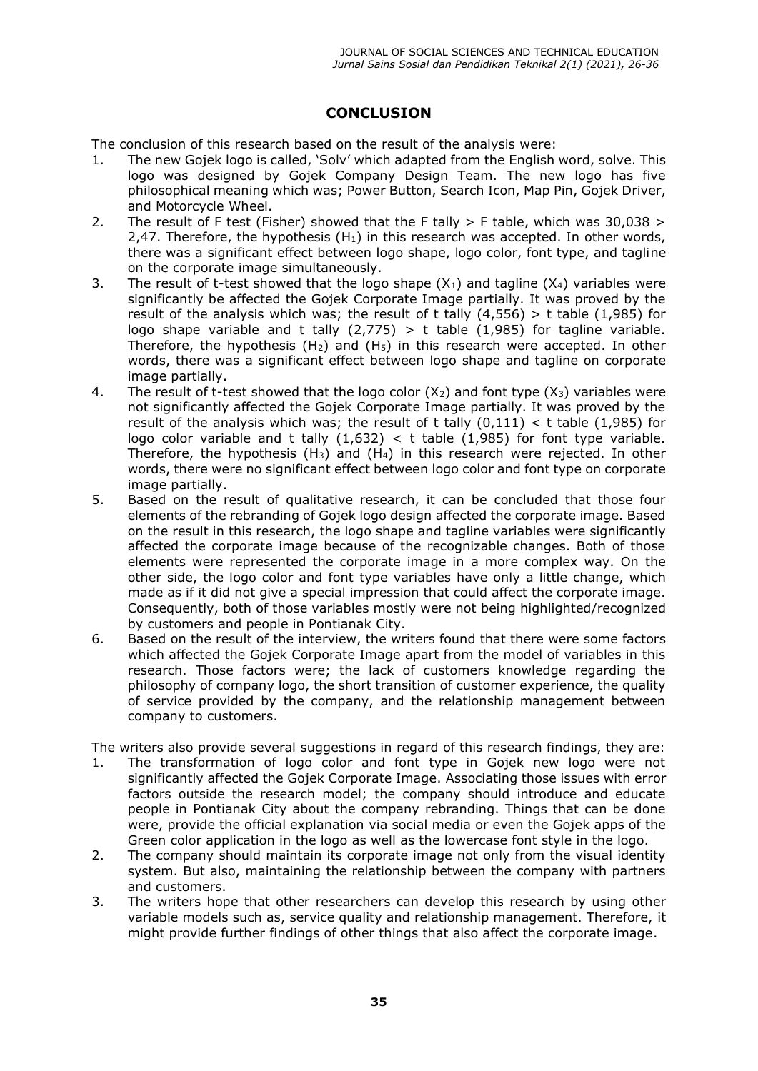## CONCLUSION

The conclusion of this research based on the result of the analysis were:

1. The new Gojek logo is called, 'Solv' which adapted from the English word, solve. This logo was designed by Gojek Company Design Team. The new logo has five philosophical meaning which was; Power Button, Search Icon, Map Pin, Gojek Driver, and Motorcycle Wheel.
2. The result of F test (Fisher) showed that the F tally > F table, which was 30,038 > 2,47. Therefore, the hypothesis ($H_1$) in this research was accepted. In other words, there was a significant effect between logo shape, logo color, font type, and tagline on the corporate image simultaneously.
3. The result of t-test showed that the logo shape ($X_1$) and tagline ($X_4$) variables were significantly be affected the Gojek Corporate Image partially. It was proved by the result of the analysis which was; the result of t tally (4,556) > t table (1,985) for logo shape variable and t tally (2,775) > t table (1,985) for tagline variable. Therefore, the hypothesis ($H_2$) and ($H_5$) in this research were accepted. In other words, there was a significant effect between logo shape and tagline on corporate image partially.
4. The result of t-test showed that the logo color ($X_2$) and font type ($X_3$) variables were not significantly affected the Gojek Corporate Image partially. It was proved by the result of the analysis which was; the result of t tally (0,111) < t table (1,985) for logo color variable and t tally (1,632) < t table (1,985) for font type variable. Therefore, the hypothesis ($H_3$) and ($H_4$) in this research were rejected. In other words, there were no significant effect between logo color and font type on corporate image partially.
5. Based on the result of qualitative research, it can be concluded that those four elements of the rebranding of Gojek logo design affected the corporate image. Based on the result in this research, the logo shape and tagline variables were significantly affected the corporate image because of the recognizable changes. Both of those elements were represented the corporate image in a more complex way. On the other side, the logo color and font type variables have only a little change, which made as if it did not give a special impression that could affect the corporate image. Consequently, both of those variables mostly were not being highlighted/recognized by customers and people in Pontianak City.
6. Based on the result of the interview, the writers found that there were some factors which affected the Gojek Corporate Image apart from the model of variables in this research. Those factors were; the lack of customers knowledge regarding the philosophy of company logo, the short transition of customer experience, the quality of service provided by the company, and the relationship management between company to customers.

The writers also provide several suggestions in regard of this research findings, they are:

1. The transformation of logo color and font type in Gojek new logo were not significantly affected the Gojek Corporate Image. Associating those issues with error factors outside the research model; the company should introduce and educate people in Pontianak City about the company rebranding. Things that can be done were, provide the official explanation via social media or even the Gojek apps of the Green color application in the logo as well as the lowercase font style in the logo.
2. The company should maintain its corporate image not only from the visual identity system. But also, maintaining the relationship between the company with partners and customers.
3. The writers hope that other researchers can develop this research by using other variable models such as, service quality and relationship management. Therefore, it might provide further findings of other things that also affect the corporate image.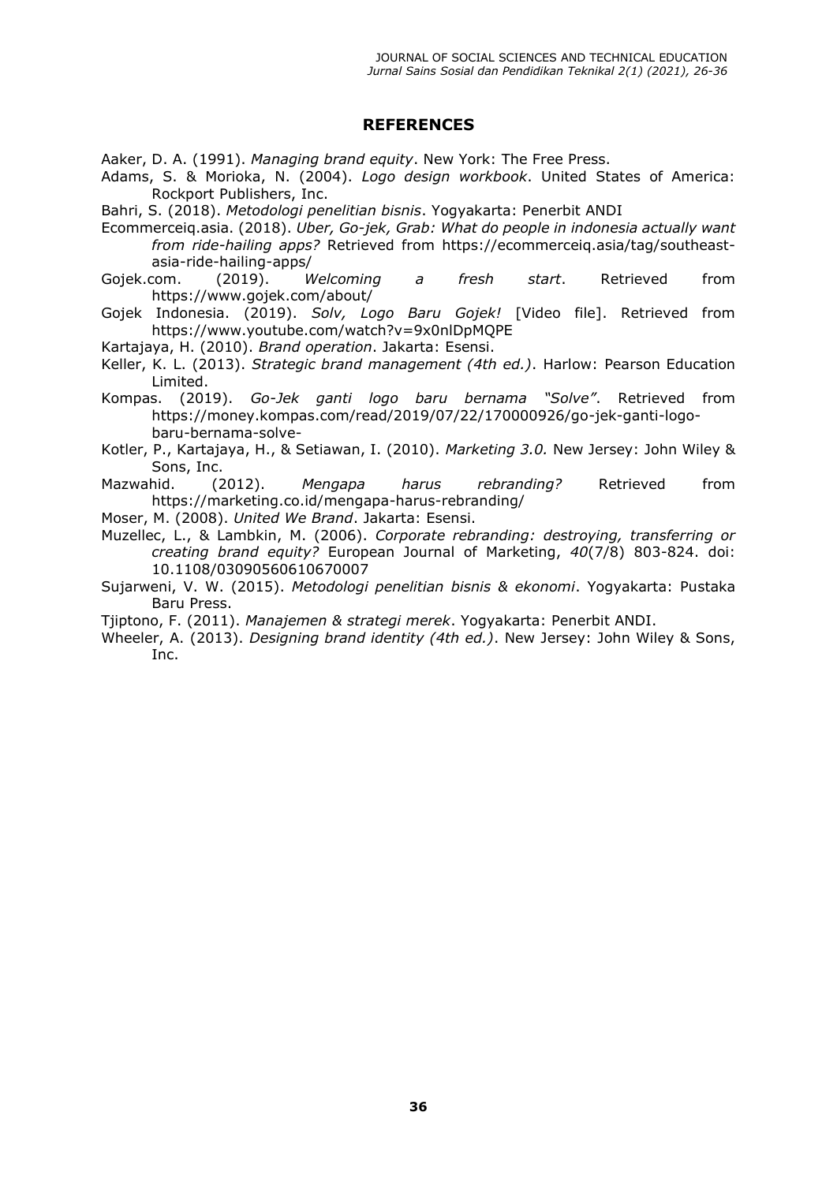## REFERENCES

Aaker, D. A. (1991). *Managing brand equity*. New York: The Free Press.

Adams, S. & Morioka, N. (2004). *Logo design workbook*. United States of America: Rockport Publishers, Inc.

Bahri, S. (2018). *Metodologi penelitian bisnis*. Yogyakarta: Penerbit ANDI

Ecommerceiq.asia. (2018). *Uber, Go-jek, Grab: What do people in indonesia actually want from ride-hailing apps?* Retrieved from https://ecommerceiq.asia/tag/southeast-asia-ride-hailing-apps/

Gojek.com. (2019). *Welcoming a fresh start*. Retrieved from https://www.gojek.com/about/

Gojek Indonesia. (2019). *Solv, Logo Baru Gojek!* [Video file]. Retrieved from https://www.youtube.com/watch?v=9x0nlDpMQPE

Kartajaya, H. (2010). *Brand operation*. Jakarta: Esensi.

Keller, K. L. (2013). *Strategic brand management (4th ed.)*. Harlow: Pearson Education Limited.

Kompas. (2019). *Go-Jek ganti logo baru bernama "Solve"*. Retrieved from https://money.kompas.com/read/2019/07/22/170000926/go-jek-ganti-logo-baru-bernama-solve-

Kotler, P., Kartajaya, H., & Setiawan, I. (2010). *Marketing 3.0.* New Jersey: John Wiley & Sons, Inc.

Mazwahid. (2012). *Mengapa harus rebranding?* Retrieved from https://marketing.co.id/mengapa-harus-rebranding/

Moser, M. (2008). *United We Brand*. Jakarta: Esensi.

Muzellec, L., & Lambkin, M. (2006). *Corporate rebranding: destroying, transferring or creating brand equity?* European Journal of Marketing, *40*(7/8) 803-824. doi: 10.1108/03090560610670007

Sujarweni, V. W. (2015). *Metodologi penelitian bisnis & ekonomi*. Yogyakarta: Pustaka Baru Press.

Tjiptono, F. (2011). *Manajemen & strategi merek*. Yogyakarta: Penerbit ANDI.

Wheeler, A. (2013). *Designing brand identity (4th ed.)*. New Jersey: John Wiley & Sons, Inc.